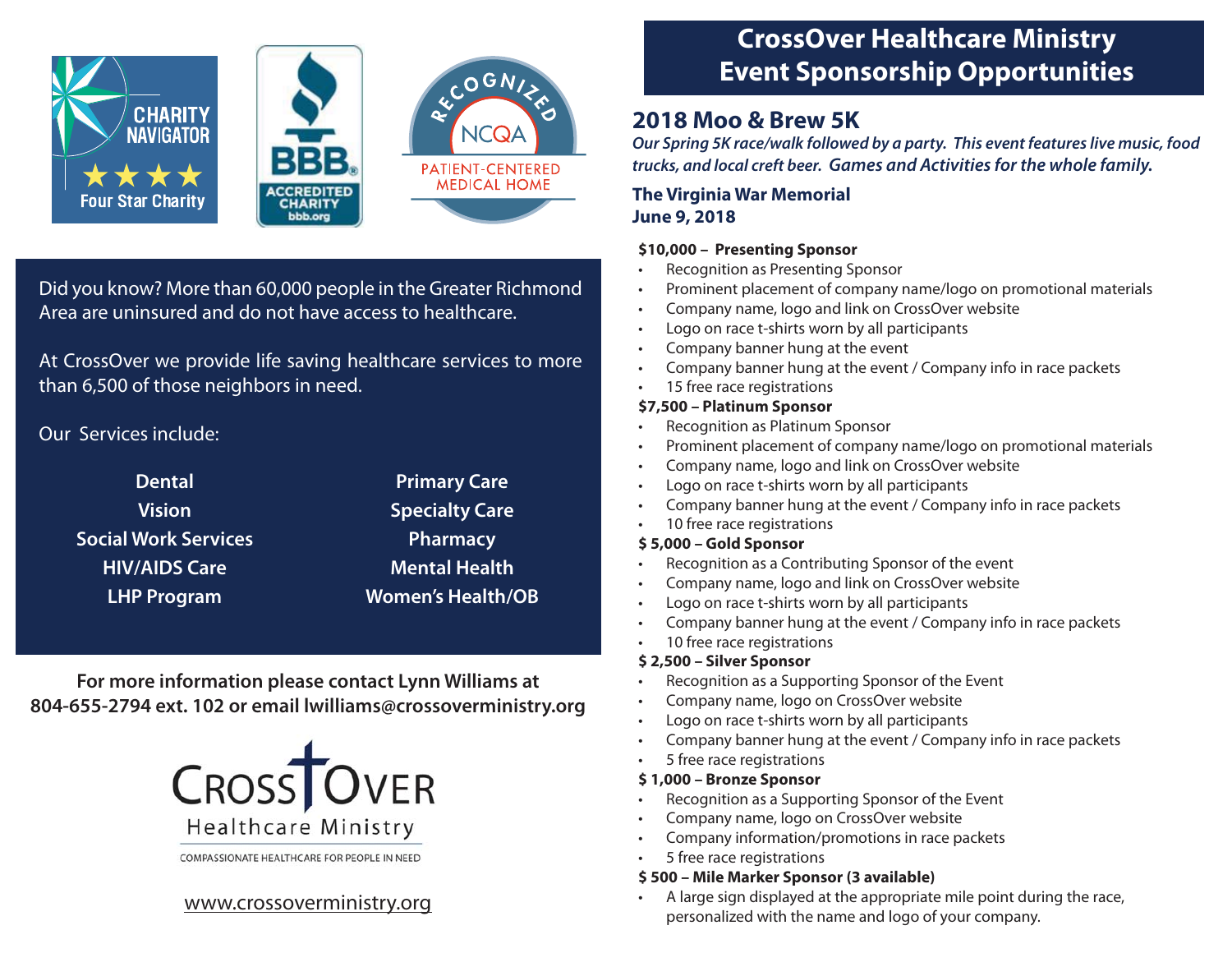CHARITY NAVIGATOR

★★★★ Four Star Charity

BBB ACCREDITED CHARITY bbb.org

RECOGNIZED NCQA PATIENT-CENTERED MEDICAL HOME

Did you know? More than 60,000 people in the Greater Richmond Area are uninsured and do not have access to healthcare.

At CrossOver we provide life saving healthcare services to more than 6,500 of those neighbors in need.

Our Services include:

| | |
|---|---|
| **Dental** | **Primary Care** |
| **Vision** | **Specialty Care** |
| **Social Work Services** | **Pharmacy** |
| **HIV/AIDS Care** | **Mental Health** |
| **LHP Program** | **Women's Health/OB** |

**For more information please contact Lynn Williams at 804-655-2794 ext. 102 or email lwilliams@crossoverministry.org**

CROSSOVER Healthcare Ministry

COMPASSIONATE HEALTHCARE FOR PEOPLE IN NEED

www.crossoverministry.org

# CrossOver Healthcare Ministry Event Sponsorship Opportunities

## 2018 Moo & Brew 5K

***Our Spring 5K race/walk followed by a party. This event features live music, food trucks, and local creft beer. Games and Activities for the whole family.***

**The Virginia War Memorial**
**June 9, 2018**

**$10,000 – Presenting Sponsor**
- Recognition as Presenting Sponsor
- Prominent placement of company name/logo on promotional materials
- Company name, logo and link on CrossOver website
- Logo on race t-shirts worn by all participants
- Company banner hung at the event
- Company banner hung at the event / Company info in race packets
- 15 free race registrations

**$7,500 – Platinum Sponsor**
- Recognition as Platinum Sponsor
- Prominent placement of company name/logo on promotional materials
- Company name, logo and link on CrossOver website
- Logo on race t-shirts worn by all participants
- Company banner hung at the event / Company info in race packets
- 10 free race registrations

**$ 5,000 – Gold Sponsor**
- Recognition as a Contributing Sponsor of the event
- Company name, logo and link on CrossOver website
- Logo on race t-shirts worn by all participants
- Company banner hung at the event / Company info in race packets
- 10 free race registrations

**$ 2,500 – Silver Sponsor**
- Recognition as a Supporting Sponsor of the Event
- Company name, logo on CrossOver website
- Logo on race t-shirts worn by all participants
- Company banner hung at the event / Company info in race packets
- 5 free race registrations

**$ 1,000 – Bronze Sponsor**
- Recognition as a Supporting Sponsor of the Event
- Company name, logo on CrossOver website
- Company information/promotions in race packets
- 5 free race registrations

**$ 500 – Mile Marker Sponsor (3 available)**
- A large sign displayed at the appropriate mile point during the race, personalized with the name and logo of your company.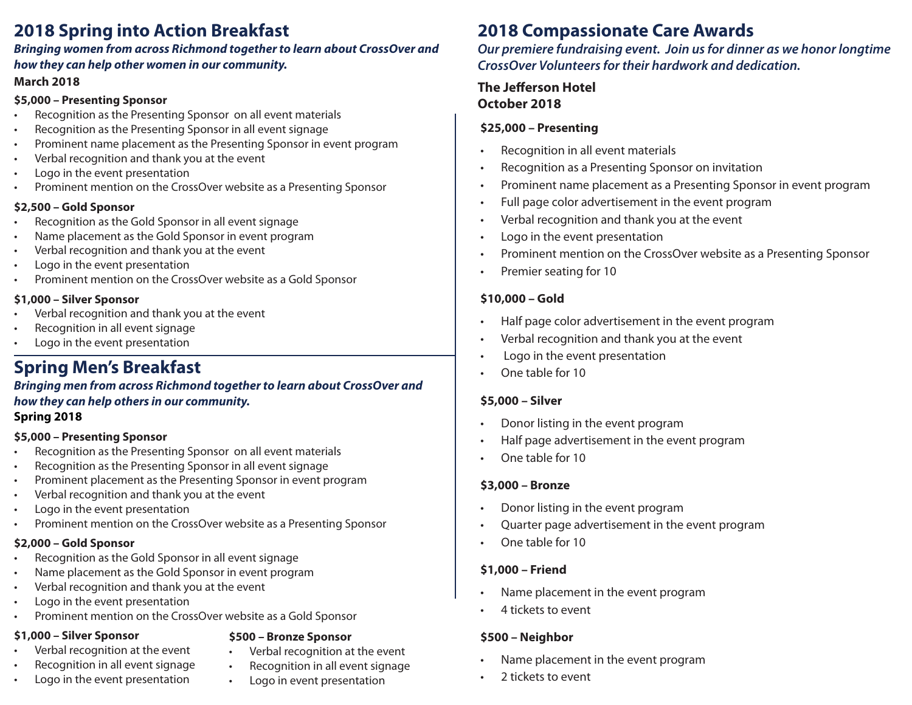## 2018 Spring into Action Breakfast

***Bringing women from across Richmond together to learn about CrossOver and how they can help other women in our community.***

**March 2018**

**$5,000 – Presenting Sponsor**

- Recognition as the Presenting Sponsor on all event materials
- Recognition as the Presenting Sponsor in all event signage
- Prominent name placement as the Presenting Sponsor in event program
- Verbal recognition and thank you at the event
- Logo in the event presentation
- Prominent mention on the CrossOver website as a Presenting Sponsor

**$2,500 – Gold Sponsor**

- Recognition as the Gold Sponsor in all event signage
- Name placement as the Gold Sponsor in event program
- Verbal recognition and thank you at the event
- Logo in the event presentation
- Prominent mention on the CrossOver website as a Gold Sponsor

**$1,000 – Silver Sponsor**

- Verbal recognition and thank you at the event
- Recognition in all event signage
- Logo in the event presentation

## Spring Men's Breakfast

***Bringing men from across Richmond together to learn about CrossOver and how they can help others in our community.***

**Spring 2018**

**$5,000 – Presenting Sponsor**

- Recognition as the Presenting Sponsor on all event materials
- Recognition as the Presenting Sponsor in all event signage
- Prominent placement as the Presenting Sponsor in event program
- Verbal recognition and thank you at the event
- Logo in the event presentation
- Prominent mention on the CrossOver website as a Presenting Sponsor

**$2,000 – Gold Sponsor**

- Recognition as the Gold Sponsor in all event signage
- Name placement as the Gold Sponsor in event program
- Verbal recognition and thank you at the event
- Logo in the event presentation
- Prominent mention on the CrossOver website as a Gold Sponsor

**$1,000 – Silver Sponsor**

- Verbal recognition at the event
- Recognition in all event signage
- Logo in the event presentation

**$500 – Bronze Sponsor**

- Verbal recognition at the event
- Recognition in all event signage
- Logo in event presentation

## 2018 Compassionate Care Awards

***Our premiere fundraising event. Join us for dinner as we honor longtime CrossOver Volunteers for their hardwork and dedication.***

**The Jefferson Hotel**
**October 2018**

**$25,000 – Presenting**

- Recognition in all event materials
- Recognition as a Presenting Sponsor on invitation
- Prominent name placement as a Presenting Sponsor in event program
- Full page color advertisement in the event program
- Verbal recognition and thank you at the event
- Logo in the event presentation
- Prominent mention on the CrossOver website as a Presenting Sponsor
- Premier seating for 10

**$10,000 – Gold**

- Half page color advertisement in the event program
- Verbal recognition and thank you at the event
- Logo in the event presentation
- One table for 10

**$5,000 – Silver**

- Donor listing in the event program
- Half page advertisement in the event program
- One table for 10

**$3,000 – Bronze**

- Donor listing in the event program
- Quarter page advertisement in the event program
- One table for 10

**$1,000 – Friend**

- Name placement in the event program
- 4 tickets to event

**$500 – Neighbor**

- Name placement in the event program
- 2 tickets to event